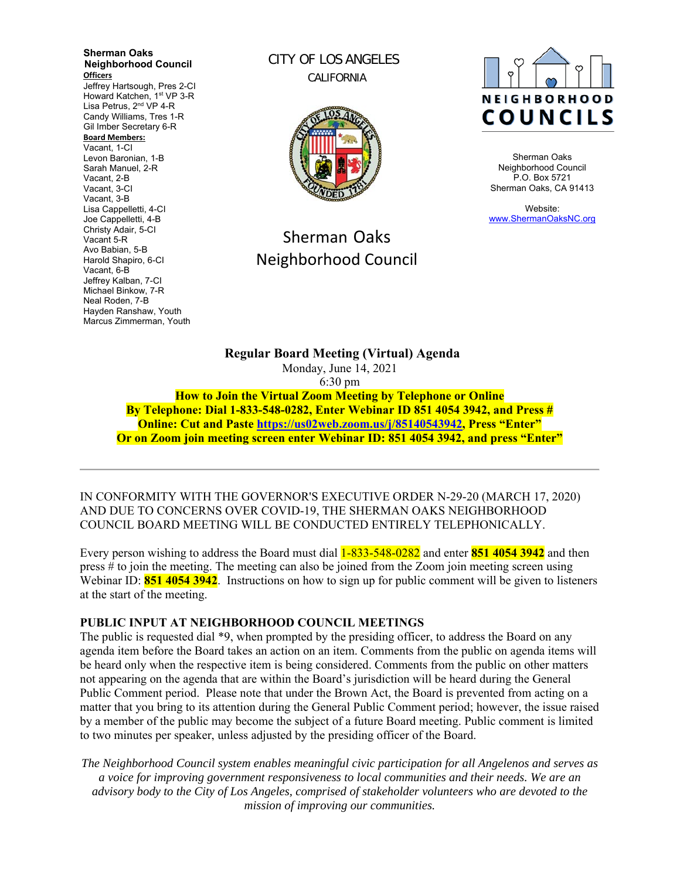**Sherman Oaks Neighborhood Council**

**Officers**

Jeffrey Hartsough, Pres 2-CI
Howard Katchen, 1st VP 3-R
Lisa Petrus, 2nd VP 4-R
Candy Williams, Tres 1-R
Gil Imber Secretary 6-R

**Board Members:**

Vacant, 1-CI
Levon Baronian, 1-B
Sarah Manuel, 2-R
Vacant, 2-B
Vacant, 3-CI
Vacant, 3-B
Lisa Cappelletti, 4-CI
Joe Cappelletti, 4-B
Christy Adair, 5-CI
Vacant 5-R
Avo Babian, 5-B
Harold Shapiro, 6-CI
Vacant, 6-B
Jeffrey Kalban, 7-CI
Michael Binkow, 7-R
Neal Roden, 7-B
Hayden Ranshaw, Youth
Marcus Zimmerman, Youth

CITY OF LOS ANGELES
CALIFORNIA

# Sherman Oaks Neighborhood Council

NEIGHBORHOOD COUNCILS

Sherman Oaks
Neighborhood Council
P.O. Box 5721
Sherman Oaks, CA 91413

Website:
www.ShermanOaksNC.org

## Regular Board Meeting (Virtual) Agenda

Monday, June 14, 2021
6:30 pm

**How to Join the Virtual Zoom Meeting by Telephone or Online**
**By Telephone: Dial 1-833-548-0282, Enter Webinar ID 851 4054 3942, and Press #**
**Online: Cut and Paste https://us02web.zoom.us/j/85140543942, Press "Enter"**
**Or on Zoom join meeting screen enter Webinar ID: 851 4054 3942, and press "Enter"**

---

IN CONFORMITY WITH THE GOVERNOR'S EXECUTIVE ORDER N-29-20 (MARCH 17, 2020) AND DUE TO CONCERNS OVER COVID-19, THE SHERMAN OAKS NEIGHBORHOOD COUNCIL BOARD MEETING WILL BE CONDUCTED ENTIRELY TELEPHONICALLY.

Every person wishing to address the Board must dial 1-833-548-0282 and enter **851 4054 3942** and then press # to join the meeting. The meeting can also be joined from the Zoom join meeting screen using Webinar ID: **851 4054 3942**. Instructions on how to sign up for public comment will be given to listeners at the start of the meeting.

### PUBLIC INPUT AT NEIGHBORHOOD COUNCIL MEETINGS

The public is requested dial *9, when prompted by the presiding officer, to address the Board on any agenda item before the Board takes an action on an item. Comments from the public on agenda items will be heard only when the respective item is being considered. Comments from the public on other matters not appearing on the agenda that are within the Board's jurisdiction will be heard during the General Public Comment period. Please note that under the Brown Act, the Board is prevented from acting on a matter that you bring to its attention during the General Public Comment period; however, the issue raised by a member of the public may become the subject of a future Board meeting. Public comment is limited to two minutes per speaker, unless adjusted by the presiding officer of the Board.

*The Neighborhood Council system enables meaningful civic participation for all Angelenos and serves as a voice for improving government responsiveness to local communities and their needs. We are an advisory body to the City of Los Angeles, comprised of stakeholder volunteers who are devoted to the mission of improving our communities.*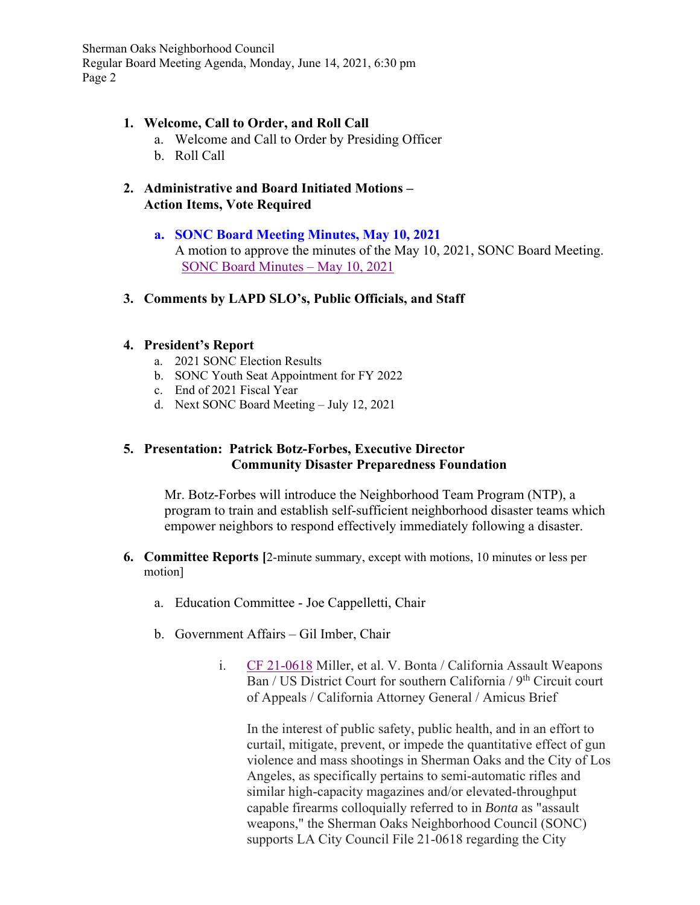1. **Welcome, Call to Order, and Roll Call**
    a. Welcome and Call to Order by Presiding Officer
    b. Roll Call

2. **Administrative and Board Initiated Motions – Action Items, Vote Required**

    a. **SONC Board Meeting Minutes, May 10, 2021**
    A motion to approve the minutes of the May 10, 2021, SONC Board Meeting.
    SONC Board Minutes – May 10, 2021

3. **Comments by LAPD SLO's, Public Officials, and Staff**

4. **President's Report**
    a. 2021 SONC Election Results
    b. SONC Youth Seat Appointment for FY 2022
    c. End of 2021 Fiscal Year
    d. Next SONC Board Meeting – July 12, 2021

5. **Presentation: Patrick Botz-Forbes, Executive Director**
   **Community Disaster Preparedness Foundation**

    Mr. Botz-Forbes will introduce the Neighborhood Team Program (NTP), a program to train and establish self-sufficient neighborhood disaster teams which empower neighbors to respond effectively immediately following a disaster.

6. **Committee Reports [**2-minute summary, except with motions, 10 minutes or less per motion]

    a. Education Committee - Joe Cappelletti, Chair

    b. Government Affairs – Gil Imber, Chair

        i. CF 21-0618 Miller, et al. V. Bonta / California Assault Weapons Ban / US District Court for southern California / 9th Circuit court of Appeals / California Attorney General / Amicus Brief

        In the interest of public safety, public health, and in an effort to curtail, mitigate, prevent, or impede the quantitative effect of gun violence and mass shootings in Sherman Oaks and the City of Los Angeles, as specifically pertains to semi-automatic rifles and similar high-capacity magazines and/or elevated-throughput capable firearms colloquially referred to in *Bonta* as "assault weapons," the Sherman Oaks Neighborhood Council (SONC) supports LA City Council File 21-0618 regarding the City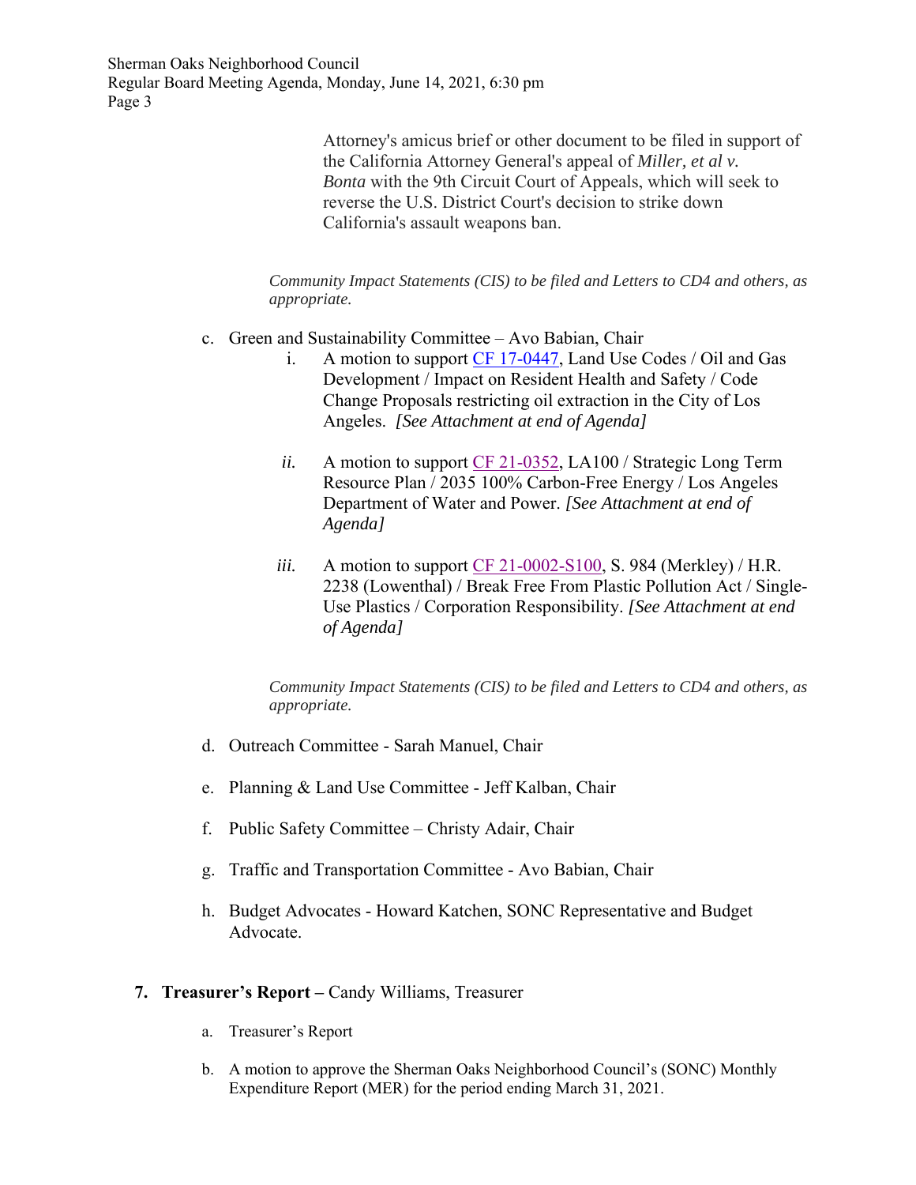Attorney's amicus brief or other document to be filed in support of the California Attorney General's appeal of *Miller, et al v. Bonta* with the 9th Circuit Court of Appeals, which will seek to reverse the U.S. District Court's decision to strike down California's assault weapons ban.

*Community Impact Statements (CIS) to be filed and Letters to CD4 and others, as appropriate.*

c. Green and Sustainability Committee – Avo Babian, Chair
   i. A motion to support CF 17-0447, Land Use Codes / Oil and Gas Development / Impact on Resident Health and Safety / Code Change Proposals restricting oil extraction in the City of Los Angeles. *[See Attachment at end of Agenda]*

   *ii.* A motion to support CF 21-0352, LA100 / Strategic Long Term Resource Plan / 2035 100% Carbon-Free Energy / Los Angeles Department of Water and Power. *[See Attachment at end of Agenda]*

   *iii.* A motion to support CF 21-0002-S100, S. 984 (Merkley) / H.R. 2238 (Lowenthal) / Break Free From Plastic Pollution Act / Single-Use Plastics / Corporation Responsibility. *[See Attachment at end of Agenda]*

   *Community Impact Statements (CIS) to be filed and Letters to CD4 and others, as appropriate.*

d. Outreach Committee - Sarah Manuel, Chair

e. Planning & Land Use Committee - Jeff Kalban, Chair

f. Public Safety Committee – Christy Adair, Chair

g. Traffic and Transportation Committee - Avo Babian, Chair

h. Budget Advocates - Howard Katchen, SONC Representative and Budget Advocate.

**7. Treasurer's Report –** Candy Williams, Treasurer

a. Treasurer's Report

b. A motion to approve the Sherman Oaks Neighborhood Council's (SONC) Monthly Expenditure Report (MER) for the period ending March 31, 2021.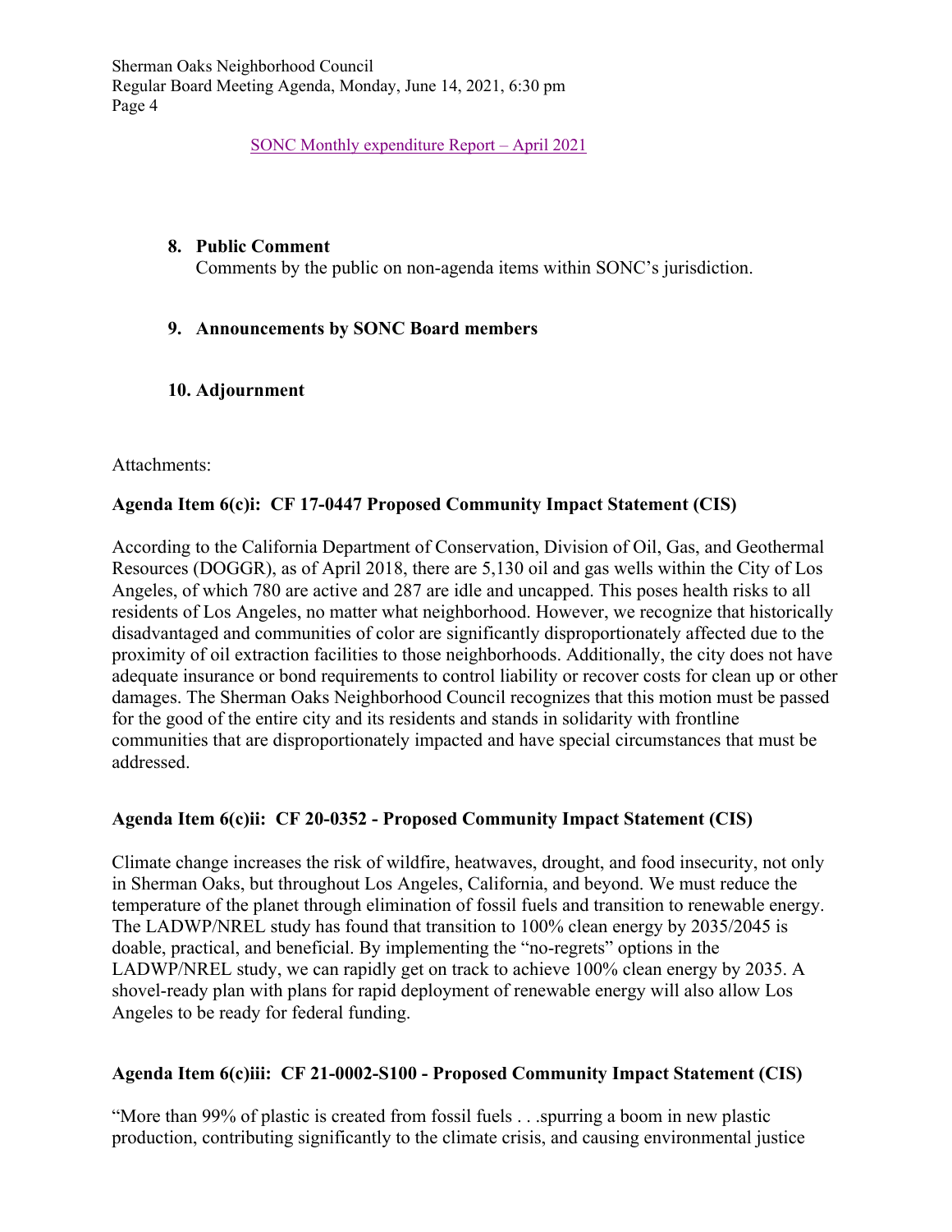SONC Monthly expenditure Report – April 2021

8. **Public Comment**
   Comments by the public on non-agenda items within SONC's jurisdiction.

9. **Announcements by SONC Board members**

10. **Adjournment**

Attachments:

**Agenda Item 6(c)i: CF 17-0447 Proposed Community Impact Statement (CIS)**

According to the California Department of Conservation, Division of Oil, Gas, and Geothermal Resources (DOGGR), as of April 2018, there are 5,130 oil and gas wells within the City of Los Angeles, of which 780 are active and 287 are idle and uncapped. This poses health risks to all residents of Los Angeles, no matter what neighborhood. However, we recognize that historically disadvantaged and communities of color are significantly disproportionately affected due to the proximity of oil extraction facilities to those neighborhoods. Additionally, the city does not have adequate insurance or bond requirements to control liability or recover costs for clean up or other damages. The Sherman Oaks Neighborhood Council recognizes that this motion must be passed for the good of the entire city and its residents and stands in solidarity with frontline communities that are disproportionately impacted and have special circumstances that must be addressed.

**Agenda Item 6(c)ii: CF 20-0352 - Proposed Community Impact Statement (CIS)**

Climate change increases the risk of wildfire, heatwaves, drought, and food insecurity, not only in Sherman Oaks, but throughout Los Angeles, California, and beyond. We must reduce the temperature of the planet through elimination of fossil fuels and transition to renewable energy. The LADWP/NREL study has found that transition to 100% clean energy by 2035/2045 is doable, practical, and beneficial. By implementing the "no-regrets" options in the LADWP/NREL study, we can rapidly get on track to achieve 100% clean energy by 2035. A shovel-ready plan with plans for rapid deployment of renewable energy will also allow Los Angeles to be ready for federal funding.

**Agenda Item 6(c)iii: CF 21-0002-S100 - Proposed Community Impact Statement (CIS)**

"More than 99% of plastic is created from fossil fuels . . .spurring a boom in new plastic production, contributing significantly to the climate crisis, and causing environmental justice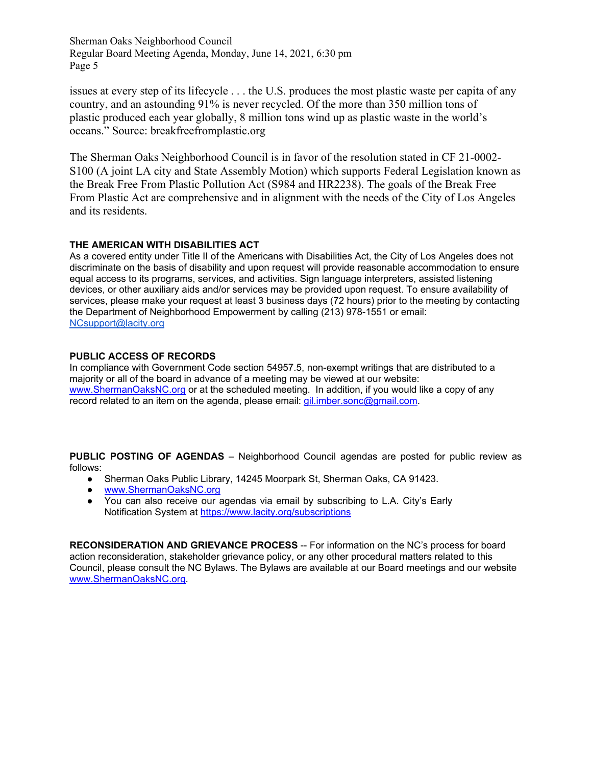issues at every step of its lifecycle . . . the U.S. produces the most plastic waste per capita of any country, and an astounding 91% is never recycled. Of the more than 350 million tons of plastic produced each year globally, 8 million tons wind up as plastic waste in the world's oceans." Source: breakfreefromplastic.org

The Sherman Oaks Neighborhood Council is in favor of the resolution stated in CF 21-0002-S100 (A joint LA city and State Assembly Motion) which supports Federal Legislation known as the Break Free From Plastic Pollution Act (S984 and HR2238). The goals of the Break Free From Plastic Act are comprehensive and in alignment with the needs of the City of Los Angeles and its residents.

**THE AMERICAN WITH DISABILITIES ACT**

As a covered entity under Title II of the Americans with Disabilities Act, the City of Los Angeles does not discriminate on the basis of disability and upon request will provide reasonable accommodation to ensure equal access to its programs, services, and activities. Sign language interpreters, assisted listening devices, or other auxiliary aids and/or services may be provided upon request. To ensure availability of services, please make your request at least 3 business days (72 hours) prior to the meeting by contacting the Department of Neighborhood Empowerment by calling (213) 978-1551 or email: NCsupport@lacity.org

**PUBLIC ACCESS OF RECORDS**

In compliance with Government Code section 54957.5, non-exempt writings that are distributed to a majority or all of the board in advance of a meeting may be viewed at our website: www.ShermanOaksNC.org or at the scheduled meeting. In addition, if you would like a copy of any record related to an item on the agenda, please email: gil.imber.sonc@gmail.com.

**PUBLIC POSTING OF AGENDAS** – Neighborhood Council agendas are posted for public review as follows:

- Sherman Oaks Public Library, 14245 Moorpark St, Sherman Oaks, CA 91423.
- www.ShermanOaksNC.org
- You can also receive our agendas via email by subscribing to L.A. City's Early Notification System at https://www.lacity.org/subscriptions

**RECONSIDERATION AND GRIEVANCE PROCESS** -- For information on the NC's process for board action reconsideration, stakeholder grievance policy, or any other procedural matters related to this Council, please consult the NC Bylaws. The Bylaws are available at our Board meetings and our website www.ShermanOaksNC.org.